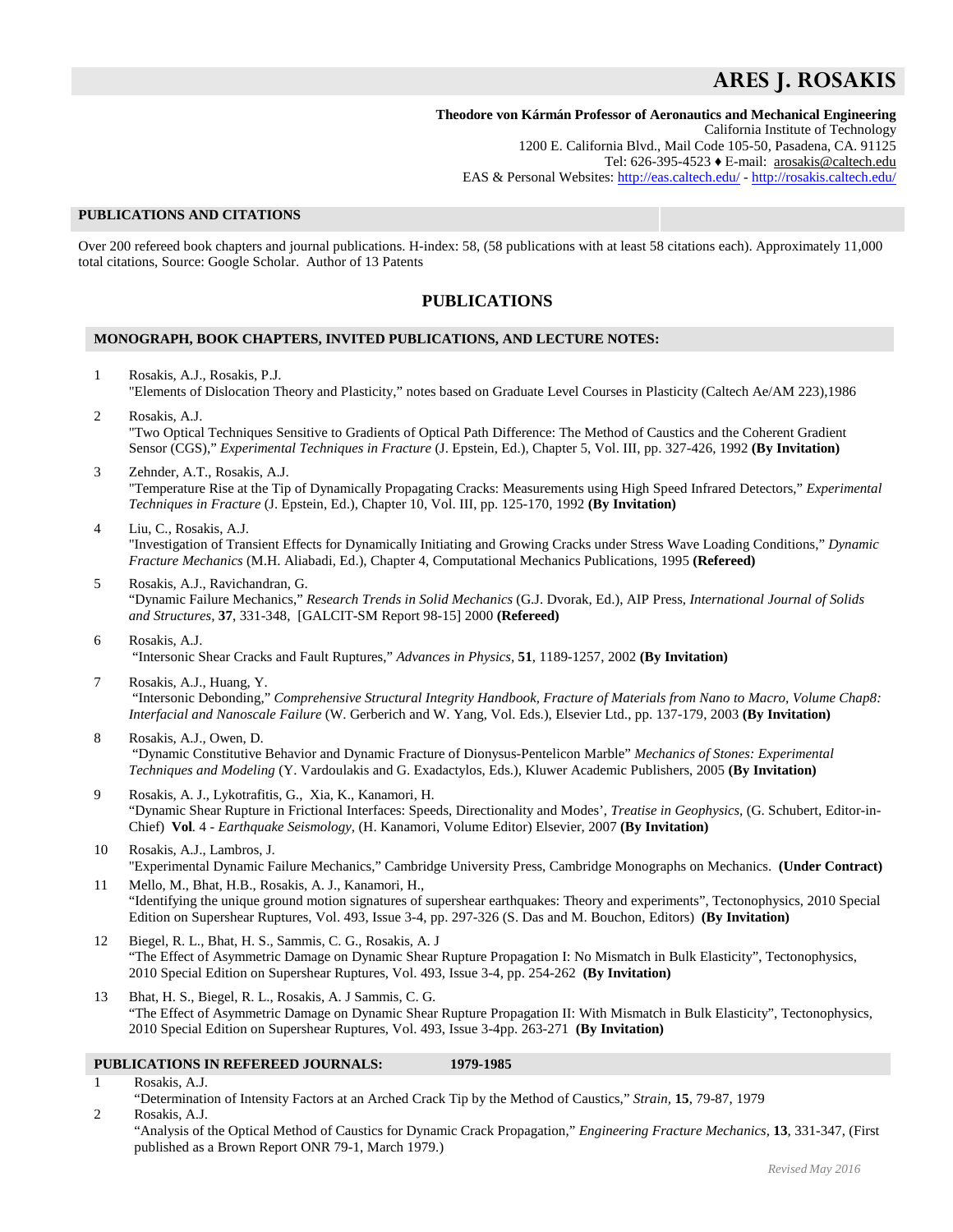# ARES J. ROSAKIS

**Theodore von Kármán Professor of Aeronautics and Mechanical Engineering**
California Institute of Technology
1200 E. California Blvd., Mail Code 105-50, Pasadena, CA. 91125
Tel: 626-395-4523 ♦ E-mail: arosakis@caltech.edu
EAS & Personal Websites: http://eas.caltech.edu/ - http://rosakis.caltech.edu/

## PUBLICATIONS AND CITATIONS

Over 200 refereed book chapters and journal publications. H-index: 58, (58 publications with at least 58 citations each). Approximately 11,000 total citations, Source: Google Scholar. Author of 13 Patents

# PUBLICATIONS

## MONOGRAPH, BOOK CHAPTERS, INVITED PUBLICATIONS, AND LECTURE NOTES:

1. Rosakis, A.J., Rosakis, P.J.
"Elements of Dislocation Theory and Plasticity," notes based on Graduate Level Courses in Plasticity (Caltech Ae/AM 223),1986

2. Rosakis, A.J.
"Two Optical Techniques Sensitive to Gradients of Optical Path Difference: The Method of Caustics and the Coherent Gradient Sensor (CGS)," *Experimental Techniques in Fracture* (J. Epstein, Ed.), Chapter 5, Vol. III, pp. 327-426, 1992 **(By Invitation)**

3. Zehnder, A.T., Rosakis, A.J.
"Temperature Rise at the Tip of Dynamically Propagating Cracks: Measurements using High Speed Infrared Detectors," *Experimental Techniques in Fracture* (J. Epstein, Ed.), Chapter 10, Vol. III, pp. 125-170, 1992 **(By Invitation)**

4. Liu, C., Rosakis, A.J.
"Investigation of Transient Effects for Dynamically Initiating and Growing Cracks under Stress Wave Loading Conditions," *Dynamic Fracture Mechanics* (M.H. Aliabadi, Ed.), Chapter 4, Computational Mechanics Publications, 1995 **(Refereed)**

5. Rosakis, A.J., Ravichandran, G.
"Dynamic Failure Mechanics," *Research Trends in Solid Mechanics* (G.J. Dvorak, Ed.), AIP Press, *International Journal of Solids and Structures*, **37**, 331-348, [GALCIT-SM Report 98-15] 2000 **(Refereed)**

6. Rosakis, A.J.
"Intersonic Shear Cracks and Fault Ruptures," *Advances in Physics*, **51**, 1189-1257, 2002 **(By Invitation)**

7. Rosakis, A.J., Huang, Y.
"Intersonic Debonding," *Comprehensive Structural Integrity Handbook, Fracture of Materials from Nano to Macro, Volume Chap8: Interfacial and Nanoscale Failure* (W. Gerberich and W. Yang, Vol. Eds.), Elsevier Ltd., pp. 137-179, 2003 **(By Invitation)**

8. Rosakis, A.J., Owen, D.
"Dynamic Constitutive Behavior and Dynamic Fracture of Dionysus-Pentelicon Marble" *Mechanics of Stones: Experimental Techniques and Modeling* (Y. Vardoulakis and G. Exadactylos, Eds.), Kluwer Academic Publishers, 2005 **(By Invitation)**

9. Rosakis, A. J., Lykotrafitis, G., Xia, K., Kanamori, H.
"Dynamic Shear Rupture in Frictional Interfaces: Speeds, Directionality and Modes', *Treatise in Geophysics*, (G. Schubert, Editor-in-Chief) **Vol**. 4 - *Earthquake Seismology*, (H. Kanamori, Volume Editor) Elsevier, 2007 **(By Invitation)**

10. Rosakis, A.J., Lambros, J.
"Experimental Dynamic Failure Mechanics," Cambridge University Press, Cambridge Monographs on Mechanics. **(Under Contract)**

11. Mello, M., Bhat, H.B., Rosakis, A. J., Kanamori, H.,
"Identifying the unique ground motion signatures of supershear earthquakes: Theory and experiments", Tectonophysics, 2010 Special Edition on Supershear Ruptures, Vol. 493, Issue 3-4, pp. 297-326 (S. Das and M. Bouchon, Editors) **(By Invitation)**

12. Biegel, R. L., Bhat, H. S., Sammis, C. G., Rosakis, A. J
"The Effect of Asymmetric Damage on Dynamic Shear Rupture Propagation I: No Mismatch in Bulk Elasticity", Tectonophysics, 2010 Special Edition on Supershear Ruptures, Vol. 493, Issue 3-4, pp. 254-262 **(By Invitation)**

13. Bhat, H. S., Biegel, R. L., Rosakis, A. J Sammis, C. G.
"The Effect of Asymmetric Damage on Dynamic Shear Rupture Propagation II: With Mismatch in Bulk Elasticity", Tectonophysics, 2010 Special Edition on Supershear Ruptures, Vol. 493, Issue 3-4pp. 263-271 **(By Invitation)**

## PUBLICATIONS IN REFEREED JOURNALS: 1979-1985

1. Rosakis, A.J.
"Determination of Intensity Factors at an Arched Crack Tip by the Method of Caustics," *Strain*, **15**, 79-87, 1979

2. Rosakis, A.J.
"Analysis of the Optical Method of Caustics for Dynamic Crack Propagation," *Engineering Fracture Mechanics*, **13**, 331-347, (First published as a Brown Report ONR 79-1, March 1979.)

*Revised May 2016*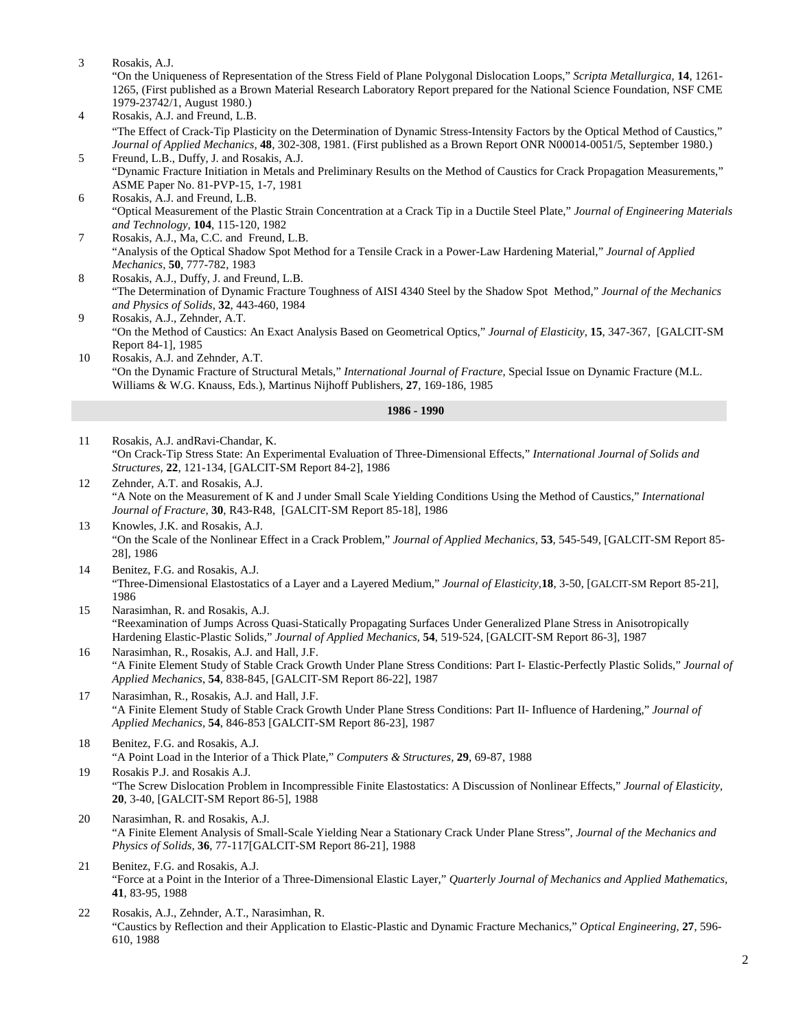3 Rosakis, A.J.
"On the Uniqueness of Representation of the Stress Field of Plane Polygonal Dislocation Loops," *Scripta Metallurgica*, **14**, 1261-1265, (First published as a Brown Material Research Laboratory Report prepared for the National Science Foundation, NSF CME 1979-23742/1, August 1980.)

4 Rosakis, A.J. and Freund, L.B.
"The Effect of Crack-Tip Plasticity on the Determination of Dynamic Stress-Intensity Factors by the Optical Method of Caustics," *Journal of Applied Mechanics,* **48**, 302-308, 1981. (First published as a Brown Report ONR N00014-0051/5, September 1980.)

5 Freund, L.B., Duffy, J. and Rosakis, A.J.
"Dynamic Fracture Initiation in Metals and Preliminary Results on the Method of Caustics for Crack Propagation Measurements," ASME Paper No. 81-PVP-15, 1-7, 1981

6 Rosakis, A.J. and Freund, L.B.
"Optical Measurement of the Plastic Strain Concentration at a Crack Tip in a Ductile Steel Plate," *Journal of Engineering Materials and Technology,* **104**, 115-120, 1982

7 Rosakis, A.J., Ma, C.C. and Freund, L.B.
"Analysis of the Optical Shadow Spot Method for a Tensile Crack in a Power-Law Hardening Material," *Journal of Applied Mechanics,* **50**, 777-782, 1983

8 Rosakis, A.J., Duffy, J. and Freund, L.B.
"The Determination of Dynamic Fracture Toughness of AISI 4340 Steel by the Shadow Spot Method," *Journal of the Mechanics and Physics of Solids,* **32**, 443-460, 1984

9 Rosakis, A.J., Zehnder, A.T.
"On the Method of Caustics: An Exact Analysis Based on Geometrical Optics," *Journal of Elasticity,* **15**, 347-367, [GALCIT-SM Report 84-1], 1985

10 Rosakis, A.J. and Zehnder, A.T.
"On the Dynamic Fracture of Structural Metals," *International Journal of Fracture,* Special Issue on Dynamic Fracture (M.L. Williams & W.G. Knauss, Eds.), Martinus Nijhoff Publishers, **27**, 169-186, 1985

## 1986 - 1990

11 Rosakis, A.J. andRavi-Chandar, K.
"On Crack-Tip Stress State: An Experimental Evaluation of Three-Dimensional Effects," *International Journal of Solids and Structures,* **22**, 121-134, [GALCIT-SM Report 84-2], 1986

12 Zehnder, A.T. and Rosakis, A.J.
"A Note on the Measurement of K and J under Small Scale Yielding Conditions Using the Method of Caustics," *International Journal of Fracture,* **30**, R43-R48, [GALCIT-SM Report 85-18], 1986

13 Knowles, J.K. and Rosakis, A.J.
"On the Scale of the Nonlinear Effect in a Crack Problem," *Journal of Applied Mechanics,* **53**, 545-549, [GALCIT-SM Report 85-28], 1986

14 Benitez, F.G. and Rosakis, A.J.
"Three-Dimensional Elastostatics of a Layer and a Layered Medium," *Journal of Elasticity,***18**, 3-50, [GALCIT-SM Report 85-21], 1986

15 Narasimhan, R. and Rosakis, A.J.
"Reexamination of Jumps Across Quasi-Statically Propagating Surfaces Under Generalized Plane Stress in Anisotropically Hardening Elastic-Plastic Solids," *Journal of Applied Mechanics,* **54**, 519-524, [GALCIT-SM Report 86-3], 1987

16 Narasimhan, R., Rosakis, A.J. and Hall, J.F.
"A Finite Element Study of Stable Crack Growth Under Plane Stress Conditions: Part I- Elastic-Perfectly Plastic Solids," *Journal of Applied Mechanics*, **54**, 838-845, [GALCIT-SM Report 86-22], 1987

17 Narasimhan, R., Rosakis, A.J. and Hall, J.F.
"A Finite Element Study of Stable Crack Growth Under Plane Stress Conditions: Part II- Influence of Hardening," *Journal of Applied Mechanics,* **54**, 846-853 [GALCIT-SM Report 86-23], 1987

18 Benitez, F.G. and Rosakis, A.J.
"A Point Load in the Interior of a Thick Plate," *Computers & Structures,* **29**, 69-87, 1988

19 Rosakis P.J. and Rosakis A.J.
"The Screw Dislocation Problem in Incompressible Finite Elastostatics: A Discussion of Nonlinear Effects," *Journal of Elasticity,* **20**, 3-40, [GALCIT-SM Report 86-5], 1988

20 Narasimhan, R. and Rosakis, A.J.
"A Finite Element Analysis of Small-Scale Yielding Near a Stationary Crack Under Plane Stress", *Journal of the Mechanics and Physics of Solids,* **36**, 77-117[GALCIT-SM Report 86-21], 1988

21 Benitez, F.G. and Rosakis, A.J.
"Force at a Point in the Interior of a Three-Dimensional Elastic Layer," *Quarterly Journal of Mechanics and Applied Mathematics,* **41**, 83-95, 1988

22 Rosakis, A.J., Zehnder, A.T., Narasimhan, R.
"Caustics by Reflection and their Application to Elastic-Plastic and Dynamic Fracture Mechanics," *Optical Engineering,* **27**, 596-610, 1988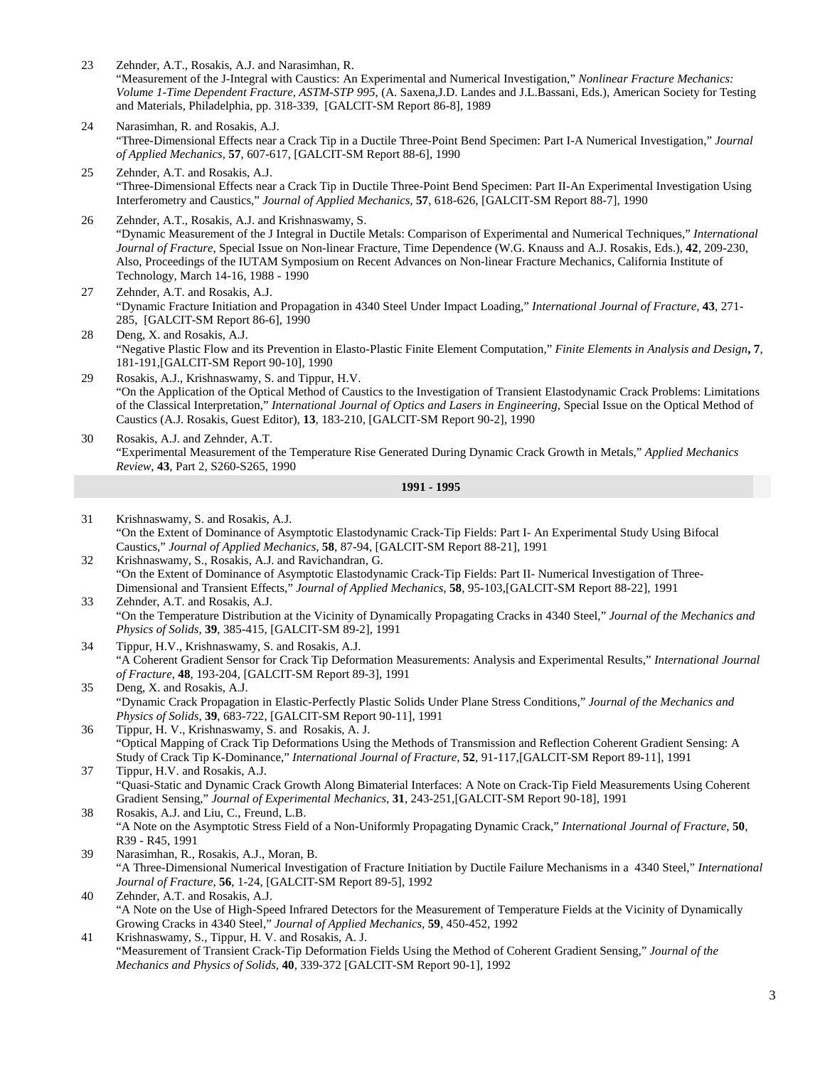23 Zehnder, A.T., Rosakis, A.J. and Narasimhan, R.
"Measurement of the J-Integral with Caustics: An Experimental and Numerical Investigation," *Nonlinear Fracture Mechanics: Volume 1-Time Dependent Fracture, ASTM-STP 995*, (A. Saxena,J.D. Landes and J.L.Bassani, Eds.), American Society for Testing and Materials, Philadelphia, pp. 318-339, [GALCIT-SM Report 86-8], 1989

24 Narasimhan, R. and Rosakis, A.J.
"Three-Dimensional Effects near a Crack Tip in a Ductile Three-Point Bend Specimen: Part I-A Numerical Investigation," *Journal of Applied Mechanics*, **57**, 607-617, [GALCIT-SM Report 88-6], 1990

25 Zehnder, A.T. and Rosakis, A.J.
"Three-Dimensional Effects near a Crack Tip in Ductile Three-Point Bend Specimen: Part II-An Experimental Investigation Using Interferometry and Caustics," *Journal of Applied Mechanics*, **57**, 618-626, [GALCIT-SM Report 88-7], 1990

26 Zehnder, A.T., Rosakis, A.J. and Krishnaswamy, S.
"Dynamic Measurement of the J Integral in Ductile Metals: Comparison of Experimental and Numerical Techniques," *International Journal of Fracture*, Special Issue on Non-linear Fracture, Time Dependence (W.G. Knauss and A.J. Rosakis, Eds.), **42**, 209-230, Also, Proceedings of the IUTAM Symposium on Recent Advances on Non-linear Fracture Mechanics, California Institute of Technology, March 14-16, 1988 - 1990

27 Zehnder, A.T. and Rosakis, A.J.
"Dynamic Fracture Initiation and Propagation in 4340 Steel Under Impact Loading," *International Journal of Fracture*, **43**, 271-285, [GALCIT-SM Report 86-6], 1990

28 Deng, X. and Rosakis, A.J.
"Negative Plastic Flow and its Prevention in Elasto-Plastic Finite Element Computation," *Finite Elements in Analysis and Design***, 7**, 181-191,[GALCIT-SM Report 90-10], 1990

29 Rosakis, A.J., Krishnaswamy, S. and Tippur, H.V.
"On the Application of the Optical Method of Caustics to the Investigation of Transient Elastodynamic Crack Problems: Limitations of the Classical Interpretation," *International Journal of Optics and Lasers in Engineering*, Special Issue on the Optical Method of Caustics (A.J. Rosakis, Guest Editor), **13**, 183-210, [GALCIT-SM Report 90-2], 1990

30 Rosakis, A.J. and Zehnder, A.T.
"Experimental Measurement of the Temperature Rise Generated During Dynamic Crack Growth in Metals," *Applied Mechanics Review*, **43**, Part 2, S260-S265, 1990

**1991 - 1995**

31 Krishnaswamy, S. and Rosakis, A.J.
"On the Extent of Dominance of Asymptotic Elastodynamic Crack-Tip Fields: Part I- An Experimental Study Using Bifocal Caustics," *Journal of Applied Mechanics*, **58**, 87-94, [GALCIT-SM Report 88-21], 1991

32 Krishnaswamy, S., Rosakis, A.J. and Ravichandran, G.
"On the Extent of Dominance of Asymptotic Elastodynamic Crack-Tip Fields: Part II- Numerical Investigation of Three-Dimensional and Transient Effects," *Journal of Applied Mechanics*, **58**, 95-103,[GALCIT-SM Report 88-22], 1991

33 Zehnder, A.T. and Rosakis, A.J.
"On the Temperature Distribution at the Vicinity of Dynamically Propagating Cracks in 4340 Steel," *Journal of the Mechanics and Physics of Solids*, **39**, 385-415, [GALCIT-SM 89-2], 1991

34 Tippur, H.V., Krishnaswamy, S. and Rosakis, A.J.
"A Coherent Gradient Sensor for Crack Tip Deformation Measurements: Analysis and Experimental Results," *International Journal of Fracture*, **48**, 193-204, [GALCIT-SM Report 89-3], 1991

35 Deng, X. and Rosakis, A.J.
"Dynamic Crack Propagation in Elastic-Perfectly Plastic Solids Under Plane Stress Conditions," *Journal of the Mechanics and Physics of Solids*, **39**, 683-722, [GALCIT-SM Report 90-11], 1991

36 Tippur, H. V., Krishnaswamy, S. and Rosakis, A. J.
"Optical Mapping of Crack Tip Deformations Using the Methods of Transmission and Reflection Coherent Gradient Sensing: A Study of Crack Tip K-Dominance," *International Journal of Fracture*, **52**, 91-117,[GALCIT-SM Report 89-11], 1991

37 Tippur, H.V. and Rosakis, A.J.
"Quasi-Static and Dynamic Crack Growth Along Bimaterial Interfaces: A Note on Crack-Tip Field Measurements Using Coherent Gradient Sensing," *Journal of Experimental Mechanics*, **31**, 243-251,[GALCIT-SM Report 90-18], 1991

38 Rosakis, A.J. and Liu, C., Freund, L.B.
"A Note on the Asymptotic Stress Field of a Non-Uniformly Propagating Dynamic Crack," *International Journal of Fracture*, **50**, R39 - R45, 1991

39 Narasimhan, R., Rosakis, A.J., Moran, B.
"A Three-Dimensional Numerical Investigation of Fracture Initiation by Ductile Failure Mechanisms in a 4340 Steel," *International Journal of Fracture*, **56**, 1-24, [GALCIT-SM Report 89-5], 1992

40 Zehnder, A.T. and Rosakis, A.J.
"A Note on the Use of High-Speed Infrared Detectors for the Measurement of Temperature Fields at the Vicinity of Dynamically Growing Cracks in 4340 Steel," *Journal of Applied Mechanics*, **59**, 450-452, 1992

41 Krishnaswamy, S., Tippur, H. V. and Rosakis, A. J.
"Measurement of Transient Crack-Tip Deformation Fields Using the Method of Coherent Gradient Sensing," *Journal of the Mechanics and Physics of Solids*, **40**, 339-372 [GALCIT-SM Report 90-1], 1992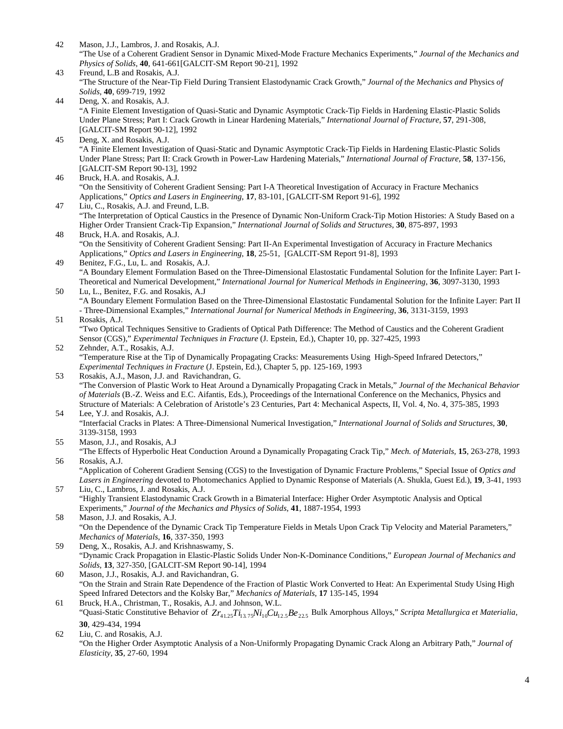42 Mason, J.J., Lambros, J. and Rosakis, A.J.
"The Use of a Coherent Gradient Sensor in Dynamic Mixed-Mode Fracture Mechanics Experiments," *Journal of the Mechanics and Physics of Solids*, **40**, 641-661[GALCIT-SM Report 90-21], 1992

43 Freund, L.B and Rosakis, A.J.
"The Structure of the Near-Tip Field During Transient Elastodynamic Crack Growth," *Journal of the Mechanics and* Physics *of Solids*, **40**, 699-719, 1992

44 Deng, X. and Rosakis, A.J.
"A Finite Element Investigation of Quasi-Static and Dynamic Asymptotic Crack-Tip Fields in Hardening Elastic-Plastic Solids Under Plane Stress; Part I: Crack Growth in Linear Hardening Materials," *International Journal of Fracture*, **57**, 291-308, [GALCIT-SM Report 90-12], 1992

45 Deng, X. and Rosakis, A.J.
"A Finite Element Investigation of Quasi-Static and Dynamic Asymptotic Crack-Tip Fields in Hardening Elastic-Plastic Solids Under Plane Stress; Part II: Crack Growth in Power-Law Hardening Materials," *International Journal of Fracture*, **58**, 137-156, [GALCIT-SM Report 90-13], 1992

46 Bruck, H.A. and Rosakis, A.J.
"On the Sensitivity of Coherent Gradient Sensing: Part I-A Theoretical Investigation of Accuracy in Fracture Mechanics Applications," *Optics and Lasers in Engineering*, **17**, 83-101, [GALCIT-SM Report 91-6], 1992

47 Liu, C., Rosakis, A.J. and Freund, L.B.
"The Interpretation of Optical Caustics in the Presence of Dynamic Non-Uniform Crack-Tip Motion Histories: A Study Based on a Higher Order Transient Crack-Tip Expansion," *International Journal of Solids and Structures*, **30**, 875-897, 1993

48 Bruck, H.A. and Rosakis, A.J.
"On the Sensitivity of Coherent Gradient Sensing: Part II-An Experimental Investigation of Accuracy in Fracture Mechanics Applications," *Optics and Lasers in Engineering*, **18**, 25-51, [GALCIT-SM Report 91-8], 1993

49 Benitez, F.G., Lu, L. and Rosakis, A.J.
"A Boundary Element Formulation Based on the Three-Dimensional Elastostatic Fundamental Solution for the Infinite Layer: Part I-Theoretical and Numerical Development," *International Journal for Numerical Methods in Engineering*, **36**, 3097-3130, 1993

50 Lu, L., Benitez, F.G. and Rosakis, A.J
"A Boundary Element Formulation Based on the Three-Dimensional Elastostatic Fundamental Solution for the Infinite Layer: Part II - Three-Dimensional Examples," *International Journal for Numerical Methods in Engineering*, **36**, 3131-3159, 1993

51 Rosakis, A.J.
"Two Optical Techniques Sensitive to Gradients of Optical Path Difference: The Method of Caustics and the Coherent Gradient Sensor (CGS)," *Experimental Techniques in Fracture* (J. Epstein, Ed.), Chapter 10, pp. 327-425, 1993

52 Zehnder, A.T., Rosakis, A.J.
"Temperature Rise at the Tip of Dynamically Propagating Cracks: Measurements Using High-Speed Infrared Detectors," *Experimental Techniques in Fracture* (J. Epstein, Ed.), Chapter 5, pp. 125-169, 1993

53 Rosakis, A.J., Mason, J.J. and Ravichandran, G.
"The Conversion of Plastic Work to Heat Around a Dynamically Propagating Crack in Metals," *Journal of the Mechanical Behavior of Materials* (B.-Z. Weiss and E.C. Aifantis, Eds.), Proceedings of the International Conference on the Mechanics, Physics and Structure of Materials: A Celebration of Aristotle's 23 Centuries, Part 4: Mechanical Aspects, II, Vol. 4, No. 4, 375-385, 1993

54 Lee, Y.J. and Rosakis, A.J.
"Interfacial Cracks in Plates: A Three-Dimensional Numerical Investigation," *International Journal of Solids and Structures*, **30**, 3139-3158, 1993

55 Mason, J.J., and Rosakis, A.J
"The Effects of Hyperbolic Heat Conduction Around a Dynamically Propagating Crack Tip," *Mech. of Materials*, **15**, 263-278, 1993

56 Rosakis, A.J.
"Application of Coherent Gradient Sensing (CGS) to the Investigation of Dynamic Fracture Problems," Special Issue of *Optics and Lasers in Engineering* devoted to Photomechanics Applied to Dynamic Response of Materials (A. Shukla, Guest Ed.), **19**, 3-41, 1993

57 Liu, C., Lambros, J. and Rosakis, A.J.
"Highly Transient Elastodynamic Crack Growth in a Bimaterial Interface: Higher Order Asymptotic Analysis and Optical Experiments," *Journal of the Mechanics and Physics of Solids*, **41**, 1887-1954, 1993

58 Mason, J.J. and Rosakis, A.J.
"On the Dependence of the Dynamic Crack Tip Temperature Fields in Metals Upon Crack Tip Velocity and Material Parameters," *Mechanics of Materials*, **16**, 337-350, 1993

59 Deng, X., Rosakis, A.J. and Krishnaswamy, S.
"Dynamic Crack Propagation in Elastic-Plastic Solids Under Non-K-Dominance Conditions," *European Journal of Mechanics and Solids*, **13**, 327-350, [GALCIT-SM Report 90-14], 1994

60 Mason, J.J., Rosakis, A.J. and Ravichandran, G.
"On the Strain and Strain Rate Dependence of the Fraction of Plastic Work Converted to Heat: An Experimental Study Using High Speed Infrared Detectors and the Kolsky Bar," *Mechanics of Materials*, **17** 135-145, 1994

61 Bruck, H.A., Christman, T., Rosakis, A.J. and Johnson, W.L.
"Quasi-Static Constitutive Behavior of $Zr_{41.25}Ti_{13.75}Ni_{10}Cu_{12.5}Be_{22.5}$ Bulk Amorphous Alloys," *Scripta Metallurgica et Materialia*, **30**, 429-434, 1994

62 Liu, C. and Rosakis, A.J.
"On the Higher Order Asymptotic Analysis of a Non-Uniformly Propagating Dynamic Crack Along an Arbitrary Path," *Journal of Elasticity*, **35**, 27-60, 1994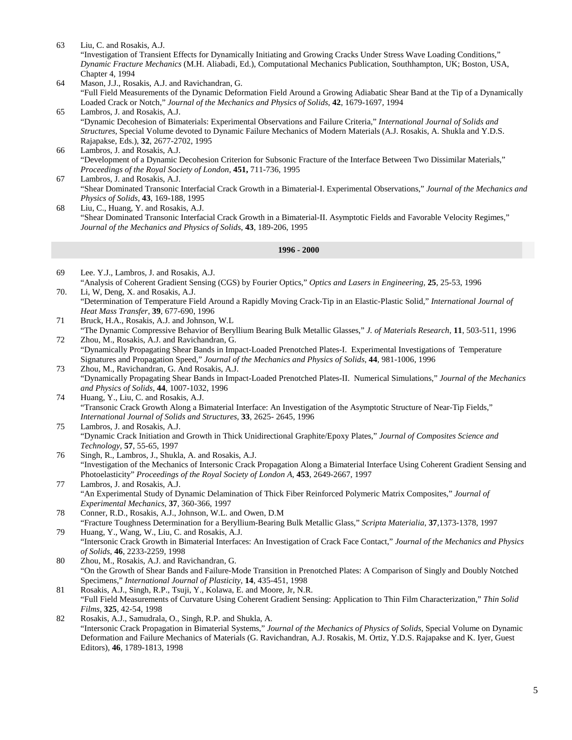63 Liu, C. and Rosakis, A.J.
"Investigation of Transient Effects for Dynamically Initiating and Growing Cracks Under Stress Wave Loading Conditions," *Dynamic Fracture Mechanics* (M.H. Aliabadi, Ed.), Computational Mechanics Publication, Southhampton, UK; Boston, USA, Chapter 4, 1994

64 Mason, J.J., Rosakis, A.J. and Ravichandran, G.
"Full Field Measurements of the Dynamic Deformation Field Around a Growing Adiabatic Shear Band at the Tip of a Dynamically Loaded Crack or Notch," *Journal of the Mechanics and Physics of Solids*, **42**, 1679-1697, 1994

65 Lambros, J. and Rosakis, A.J.
"Dynamic Decohesion of Bimaterials: Experimental Observations and Failure Criteria," *International Journal of Solids and Structures*, Special Volume devoted to Dynamic Failure Mechanics of Modern Materials (A.J. Rosakis, A. Shukla and Y.D.S. Rajapakse, Eds.), **32**, 2677-2702, 1995

66 Lambros, J. and Rosakis, A.J.
"Development of a Dynamic Decohesion Criterion for Subsonic Fracture of the Interface Between Two Dissimilar Materials," *Proceedings of the Royal Society of London*, **451,** 711-736, 1995

67 Lambros, J. and Rosakis, A.J.
"Shear Dominated Transonic Interfacial Crack Growth in a Bimaterial-I. Experimental Observations," *Journal of the Mechanics and Physics of Solids*, **43**, 169-188, 1995

68 Liu, C., Huang, Y. and Rosakis, A.J.
"Shear Dominated Transonic Interfacial Crack Growth in a Bimaterial-II. Asymptotic Fields and Favorable Velocity Regimes," *Journal of the Mechanics and Physics of Solids*, **43**, 189-206, 1995

## 1996 - 2000

69 Lee. Y.J., Lambros, J. and Rosakis, A.J.
"Analysis of Coherent Gradient Sensing (CGS) by Fourier Optics," *Optics and Lasers in Engineering*, **25**, 25-53, 1996

70. Li, W, Deng, X. and Rosakis, A.J.
"Determination of Temperature Field Around a Rapidly Moving Crack-Tip in an Elastic-Plastic Solid," *International Journal of Heat Mass Transfer*, **39**, 677-690, 1996

71 Bruck, H.A., Rosakis, A.J. and Johnson, W.L
"The Dynamic Compressive Behavior of Beryllium Bearing Bulk Metallic Glasses," *J. of Materials Research*, **11**, 503-511, 1996

72 Zhou, M., Rosakis, A.J. and Ravichandran, G.
"Dynamically Propagating Shear Bands in Impact-Loaded Prenotched Plates-I. Experimental Investigations of Temperature Signatures and Propagation Speed," *Journal of the Mechanics and Physics of Solids*, **44**, 981-1006, 1996

73 Zhou, M., Ravichandran, G. And Rosakis, A.J.
"Dynamically Propagating Shear Bands in Impact-Loaded Prenotched Plates-II. Numerical Simulations," *Journal of the Mechanics and Physics of Solids*, **44**, 1007-1032, 1996

74 Huang, Y., Liu, C. and Rosakis, A.J.
"Transonic Crack Growth Along a Bimaterial Interface: An Investigation of the Asymptotic Structure of Near-Tip Fields," *International Journal of Solids and Structures*, **33**, 2625- 2645, 1996

75 Lambros, J. and Rosakis, A.J.
"Dynamic Crack Initiation and Growth in Thick Unidirectional Graphite/Epoxy Plates," *Journal of Composites Science and Technology*, **57**, 55-65, 1997

76 Singh, R., Lambros, J., Shukla, A. and Rosakis, A.J.
"Investigation of the Mechanics of Intersonic Crack Propagation Along a Bimaterial Interface Using Coherent Gradient Sensing and Photoelasticity" *Proceedings of the Royal Society of London A*, **453**, 2649-2667, 1997

77 Lambros, J. and Rosakis, A.J.
"An Experimental Study of Dynamic Delamination of Thick Fiber Reinforced Polymeric Matrix Composites," *Journal of Experimental Mechanics*, **37**, 360-366, 1997

78 Conner, R.D., Rosakis, A.J., Johnson, W.L. and Owen, D.M
"Fracture Toughness Determination for a Beryllium-Bearing Bulk Metallic Glass," *Scripta Materialia*, **37**,1373-1378, 1997

79 Huang, Y., Wang, W., Liu, C. and Rosakis, A.J.
"Intersonic Crack Growth in Bimaterial Interfaces: An Investigation of Crack Face Contact," *Journal of the Mechanics and Physics of Solids*, **46**, 2233-2259, 1998

80 Zhou, M., Rosakis, A.J. and Ravichandran, G.
"On the Growth of Shear Bands and Failure-Mode Transition in Prenotched Plates: A Comparison of Singly and Doubly Notched Specimens," *International Journal of Plasticity*, **14**, 435-451, 1998

81 Rosakis, A.J., Singh, R.P., Tsuji, Y., Kolawa, E. and Moore, Jr, N.R.
"Full Field Measurements of Curvature Using Coherent Gradient Sensing: Application to Thin Film Characterization," *Thin Solid Films*, **325**, 42-54, 1998

82 Rosakis, A.J., Samudrala, O., Singh, R.P. and Shukla, A.
"Intersonic Crack Propagation in Bimaterial Systems," *Journal of the Mechanics of Physics of Solids*, Special Volume on Dynamic Deformation and Failure Mechanics of Materials (G. Ravichandran, A.J. Rosakis, M. Ortiz, Y.D.S. Rajapakse and K. Iyer, Guest Editors), **46**, 1789-1813, 1998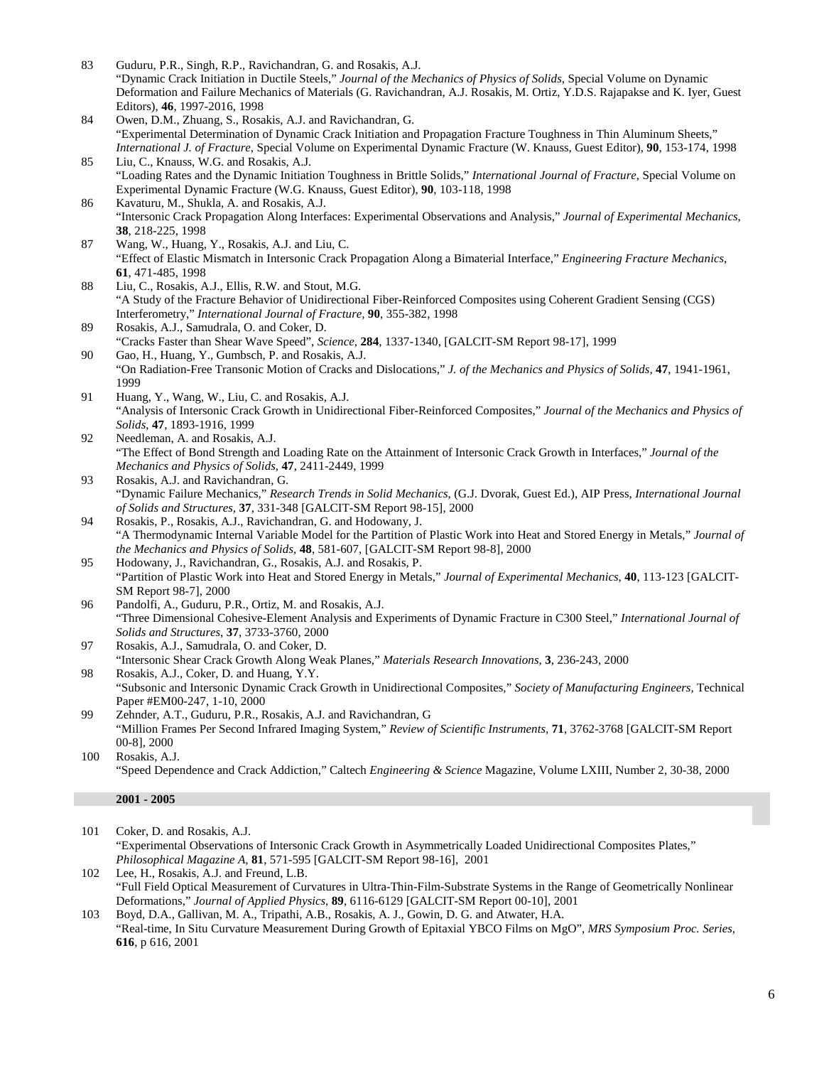83 Guduru, P.R., Singh, R.P., Ravichandran, G. and Rosakis, A.J.
"Dynamic Crack Initiation in Ductile Steels," *Journal of the Mechanics of Physics of Solids*, Special Volume on Dynamic Deformation and Failure Mechanics of Materials (G. Ravichandran, A.J. Rosakis, M. Ortiz, Y.D.S. Rajapakse and K. Iyer, Guest Editors), **46**, 1997-2016, 1998

84 Owen, D.M., Zhuang, S., Rosakis, A.J. and Ravichandran, G.
"Experimental Determination of Dynamic Crack Initiation and Propagation Fracture Toughness in Thin Aluminum Sheets," *International J. of Fracture*, Special Volume on Experimental Dynamic Fracture (W. Knauss, Guest Editor), **90**, 153-174, 1998

85 Liu, C., Knauss, W.G. and Rosakis, A.J.
"Loading Rates and the Dynamic Initiation Toughness in Brittle Solids," *International Journal of Fracture*, Special Volume on Experimental Dynamic Fracture (W.G. Knauss, Guest Editor), **90**, 103-118, 1998

86 Kavaturu, M., Shukla, A. and Rosakis, A.J.
"Intersonic Crack Propagation Along Interfaces: Experimental Observations and Analysis," *Journal of Experimental Mechanics*, **38**, 218-225, 1998

87 Wang, W., Huang, Y., Rosakis, A.J. and Liu, C.
"Effect of Elastic Mismatch in Intersonic Crack Propagation Along a Bimaterial Interface," *Engineering Fracture Mechanics*, **61**, 471-485, 1998

88 Liu, C., Rosakis, A.J., Ellis, R.W. and Stout, M.G.
"A Study of the Fracture Behavior of Unidirectional Fiber-Reinforced Composites using Coherent Gradient Sensing (CGS) Interferometry," *International Journal of Fracture*, **90**, 355-382, 1998

89 Rosakis, A.J., Samudrala, O. and Coker, D.
"Cracks Faster than Shear Wave Speed", *Science*, **284**, 1337-1340, [GALCIT-SM Report 98-17], 1999

90 Gao, H., Huang, Y., Gumbsch, P. and Rosakis, A.J.
"On Radiation-Free Transonic Motion of Cracks and Dislocations," *J. of the Mechanics and Physics of Solids*, **47**, 1941-1961, 1999

91 Huang, Y., Wang, W., Liu, C. and Rosakis, A.J.
"Analysis of Intersonic Crack Growth in Unidirectional Fiber-Reinforced Composites," *Journal of the Mechanics and Physics of Solids*, **47**, 1893-1916, 1999

92 Needleman, A. and Rosakis, A.J.
"The Effect of Bond Strength and Loading Rate on the Attainment of Intersonic Crack Growth in Interfaces," *Journal of the Mechanics and Physics of Solids*, **47**, 2411-2449, 1999

93 Rosakis, A.J. and Ravichandran, G.
"Dynamic Failure Mechanics," *Research Trends in Solid Mechanics*, (G.J. Dvorak, Guest Ed.), AIP Press, *International Journal of Solids and Structures*, **37**, 331-348 [GALCIT-SM Report 98-15], 2000

94 Rosakis, P., Rosakis, A.J., Ravichandran, G. and Hodowany, J.
"A Thermodynamic Internal Variable Model for the Partition of Plastic Work into Heat and Stored Energy in Metals," *Journal of the Mechanics and Physics of Solids*, **48**, 581-607, [GALCIT-SM Report 98-8], 2000

95 Hodowany, J., Ravichandran, G., Rosakis, A.J. and Rosakis, P.
"Partition of Plastic Work into Heat and Stored Energy in Metals," *Journal of Experimental Mechanics*, **40**, 113-123 [GALCIT-SM Report 98-7], 2000

96 Pandolfi, A., Guduru, P.R., Ortiz, M. and Rosakis, A.J.
"Three Dimensional Cohesive-Element Analysis and Experiments of Dynamic Fracture in C300 Steel," *International Journal of Solids and Structures*, **37**, 3733-3760, 2000

97 Rosakis, A.J., Samudrala, O. and Coker, D.
"Intersonic Shear Crack Growth Along Weak Planes," *Materials Research Innovations*, **3**, 236-243, 2000

98 Rosakis, A.J., Coker, D. and Huang, Y.Y.
"Subsonic and Intersonic Dynamic Crack Growth in Unidirectional Composites," *Society of Manufacturing Engineers*, Technical Paper #EM00-247, 1-10, 2000

99 Zehnder, A.T., Guduru, P.R., Rosakis, A.J. and Ravichandran, G
"Million Frames Per Second Infrared Imaging System," *Review of Scientific Instruments*, **71**, 3762-3768 [GALCIT-SM Report 00-8], 2000

100 Rosakis, A.J.
"Speed Dependence and Crack Addiction," Caltech *Engineering & Science* Magazine, Volume LXIII, Number 2, 30-38, 2000

**2001 - 2005**

101 Coker, D. and Rosakis, A.J.
"Experimental Observations of Intersonic Crack Growth in Asymmetrically Loaded Unidirectional Composites Plates," *Philosophical Magazine A*, **81**, 571-595 [GALCIT-SM Report 98-16], 2001

102 Lee, H., Rosakis, A.J. and Freund, L.B.
"Full Field Optical Measurement of Curvatures in Ultra-Thin-Film-Substrate Systems in the Range of Geometrically Nonlinear Deformations," *Journal of Applied Physics*, **89**, 6116-6129 [GALCIT-SM Report 00-10], 2001

103 Boyd, D.A., Gallivan, M. A., Tripathi, A.B., Rosakis, A. J., Gowin, D. G. and Atwater, H.A.
"Real-time, In Situ Curvature Measurement During Growth of Epitaxial YBCO Films on MgO", *MRS Symposium Proc. Series*, **616**, p 616, 2001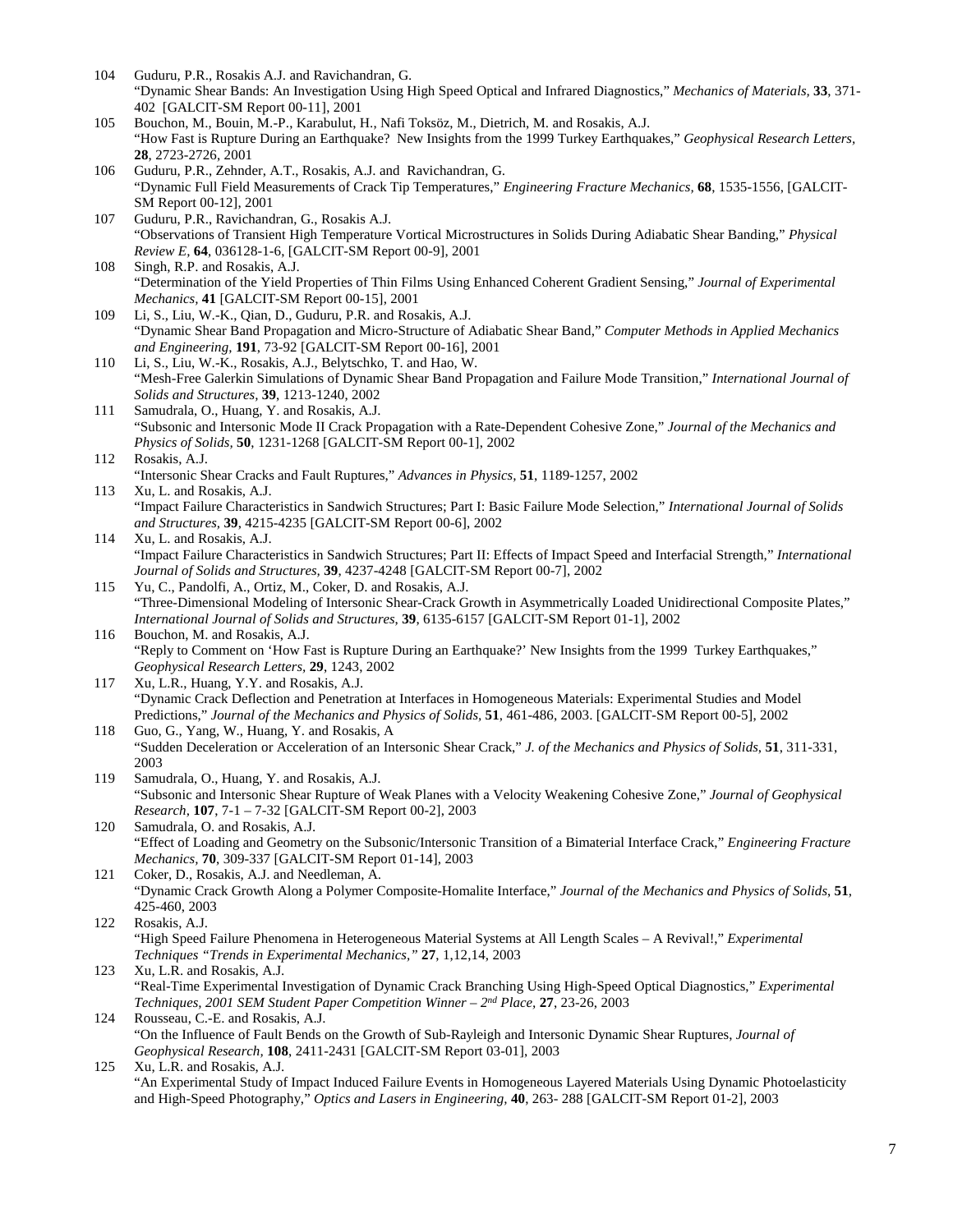104 Guduru, P.R., Rosakis A.J. and Ravichandran, G.
"Dynamic Shear Bands: An Investigation Using High Speed Optical and Infrared Diagnostics," *Mechanics of Materials,* **33**, 371-402 [GALCIT-SM Report 00-11], 2001

105 Bouchon, M., Bouin, M.-P., Karabulut, H., Nafi Toksöz, M., Dietrich, M. and Rosakis, A.J.
"How Fast is Rupture During an Earthquake? New Insights from the 1999 Turkey Earthquakes," *Geophysical Research Letters*, **28**, 2723-2726, 2001

106 Guduru, P.R., Zehnder, A.T., Rosakis, A.J. and Ravichandran, G.
"Dynamic Full Field Measurements of Crack Tip Temperatures," *Engineering Fracture Mechanics,* **68**, 1535-1556, [GALCIT-SM Report 00-12], 2001

107 Guduru, P.R., Ravichandran, G., Rosakis A.J.
"Observations of Transient High Temperature Vortical Microstructures in Solids During Adiabatic Shear Banding," *Physical Review E*, **64**, 036128-1-6, [GALCIT-SM Report 00-9], 2001

108 Singh, R.P. and Rosakis, A.J.
"Determination of the Yield Properties of Thin Films Using Enhanced Coherent Gradient Sensing," *Journal of Experimental Mechanics,* **41** [GALCIT-SM Report 00-15], 2001

109 Li, S., Liu, W.-K., Qian, D., Guduru, P.R. and Rosakis, A.J.
"Dynamic Shear Band Propagation and Micro-Structure of Adiabatic Shear Band," *Computer Methods in Applied Mechanics and Engineering,* **191**, 73-92 [GALCIT-SM Report 00-16], 2001

110 Li, S., Liu, W.-K., Rosakis, A.J., Belytschko, T. and Hao, W.
"Mesh-Free Galerkin Simulations of Dynamic Shear Band Propagation and Failure Mode Transition," *International Journal of Solids and Structures,* **39**, 1213-1240, 2002

111 Samudrala, O., Huang, Y. and Rosakis, A.J.
"Subsonic and Intersonic Mode II Crack Propagation with a Rate-Dependent Cohesive Zone," *Journal of the Mechanics and Physics of Solids,* **50**, 1231-1268 [GALCIT-SM Report 00-1], 2002

112 Rosakis, A.J.
"Intersonic Shear Cracks and Fault Ruptures," *Advances in Physics,* **51**, 1189-1257, 2002

113 Xu, L. and Rosakis, A.J.
"Impact Failure Characteristics in Sandwich Structures; Part I: Basic Failure Mode Selection," *International Journal of Solids and Structures,* **39**, 4215-4235 [GALCIT-SM Report 00-6], 2002

114 Xu, L. and Rosakis, A.J.
"Impact Failure Characteristics in Sandwich Structures; Part II: Effects of Impact Speed and Interfacial Strength," *International Journal of Solids and Structures,* **39**, 4237-4248 [GALCIT-SM Report 00-7], 2002

115 Yu, C., Pandolfi, A., Ortiz, M., Coker, D. and Rosakis, A.J.
"Three-Dimensional Modeling of Intersonic Shear-Crack Growth in Asymmetrically Loaded Unidirectional Composite Plates," *International Journal of Solids and Structures*, **39**, 6135-6157 [GALCIT-SM Report 01-1], 2002

116 Bouchon, M. and Rosakis, A.J.
"Reply to Comment on 'How Fast is Rupture During an Earthquake?' New Insights from the 1999 Turkey Earthquakes," *Geophysical Research Letters,* **29**, 1243, 2002

117 Xu, L.R., Huang, Y.Y. and Rosakis, A.J.
"Dynamic Crack Deflection and Penetration at Interfaces in Homogeneous Materials: Experimental Studies and Model Predictions," *Journal of the Mechanics and Physics of Solids,* **51**, 461-486, 2003. [GALCIT-SM Report 00-5], 2002

118 Guo, G., Yang, W., Huang, Y. and Rosakis, A
"Sudden Deceleration or Acceleration of an Intersonic Shear Crack," *J. of the Mechanics and Physics of Solids,* **51**, 311-331, 2003

119 Samudrala, O., Huang, Y. and Rosakis, A.J.
"Subsonic and Intersonic Shear Rupture of Weak Planes with a Velocity Weakening Cohesive Zone," *Journal of Geophysical Research,* **107**, 7-1 – 7-32 [GALCIT-SM Report 00-2], 2003

120 Samudrala, O. and Rosakis, A.J.
"Effect of Loading and Geometry on the Subsonic/Intersonic Transition of a Bimaterial Interface Crack," *Engineering Fracture Mechanics,* **70**, 309-337 [GALCIT-SM Report 01-14], 2003

121 Coker, D., Rosakis, A.J. and Needleman, A.
"Dynamic Crack Growth Along a Polymer Composite-Homalite Interface," *Journal of the Mechanics and Physics of Solids*, **51**, 425-460, 2003

122 Rosakis, A.J.
"High Speed Failure Phenomena in Heterogeneous Material Systems at All Length Scales – A Revival!," *Experimental Techniques "Trends in Experimental Mechanics,"* **27**, 1,12,14, 2003

123 Xu, L.R. and Rosakis, A.J.
"Real-Time Experimental Investigation of Dynamic Crack Branching Using High-Speed Optical Diagnostics," *Experimental Techniques, 2001 SEM Student Paper Competition Winner – 2nd Place,* **27**, 23-26, 2003

124 Rousseau, C.-E. and Rosakis, A.J.
"On the Influence of Fault Bends on the Growth of Sub-Rayleigh and Intersonic Dynamic Shear Ruptures, *Journal of Geophysical Research,* **108**, 2411-2431 [GALCIT-SM Report 03-01], 2003

125 Xu, L.R. and Rosakis, A.J.
"An Experimental Study of Impact Induced Failure Events in Homogeneous Layered Materials Using Dynamic Photoelasticity and High-Speed Photography," *Optics and Lasers in Engineering,* **40**, 263- 288 [GALCIT-SM Report 01-2], 2003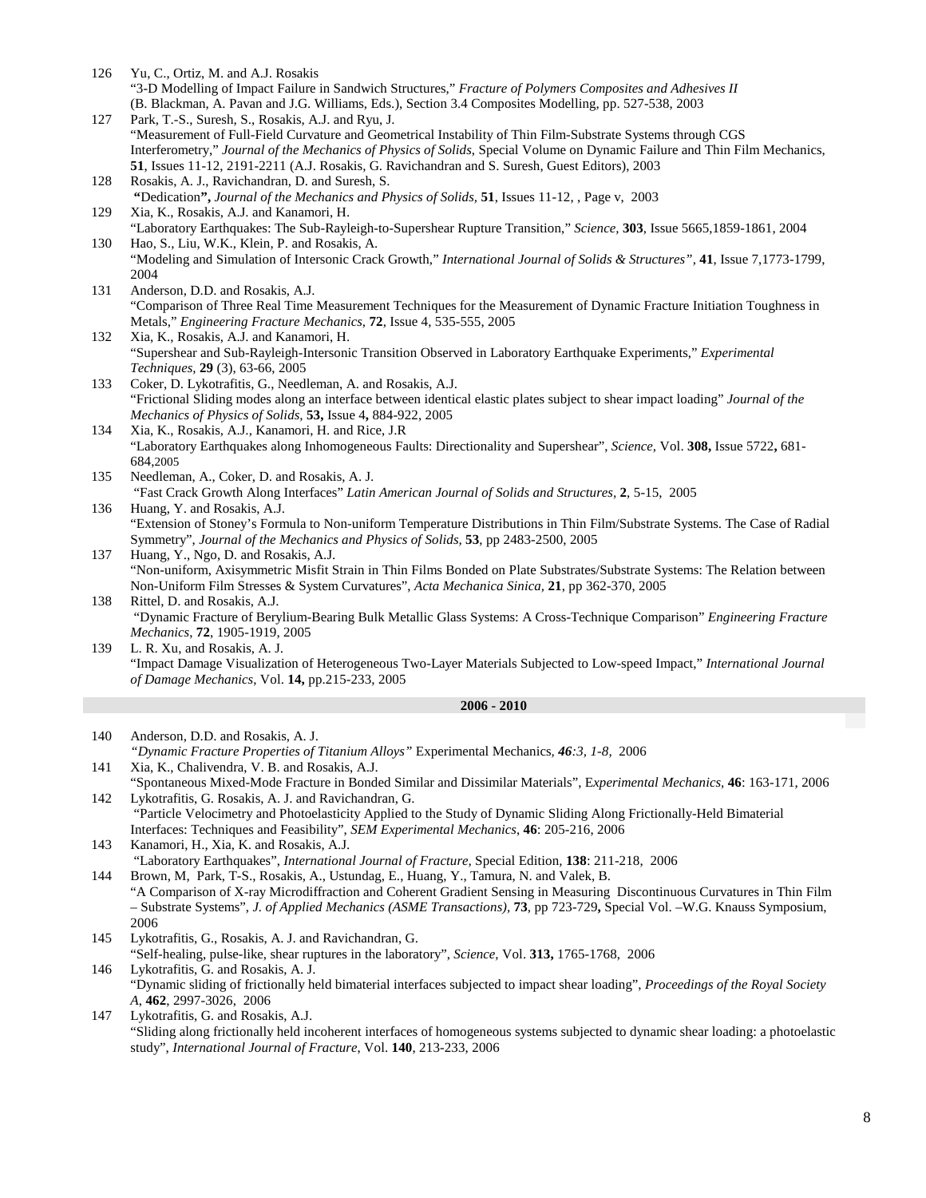126 Yu, C., Ortiz, M. and A.J. Rosakis
"3-D Modelling of Impact Failure in Sandwich Structures," *Fracture of Polymers Composites and Adhesives II* (B. Blackman, A. Pavan and J.G. Williams, Eds.), Section 3.4 Composites Modelling, pp. 527-538, 2003

127 Park, T.-S., Suresh, S., Rosakis, A.J. and Ryu, J.
"Measurement of Full-Field Curvature and Geometrical Instability of Thin Film-Substrate Systems through CGS Interferometry," *Journal of the Mechanics of Physics of Solids*, Special Volume on Dynamic Failure and Thin Film Mechanics, **51**, Issues 11-12, 2191-2211 (A.J. Rosakis, G. Ravichandran and S. Suresh, Guest Editors), 2003

128 Rosakis, A. J., Ravichandran, D. and Suresh, S.
**"**Dedication**",** *Journal of the Mechanics and Physics of Solids*, **51**, Issues 11-12, , Page v, 2003

129 Xia, K., Rosakis, A.J. and Kanamori, H.
"Laboratory Earthquakes: The Sub-Rayleigh-to-Supershear Rupture Transition," *Science*, **303**, Issue 5665,1859-1861, 2004

130 Hao, S., Liu, W.K., Klein, P. and Rosakis, A.
"Modeling and Simulation of Intersonic Crack Growth," *International Journal of Solids & Structures"*, **41**, Issue 7,1773-1799, 2004

131 Anderson, D.D. and Rosakis, A.J.
"Comparison of Three Real Time Measurement Techniques for the Measurement of Dynamic Fracture Initiation Toughness in Metals," *Engineering Fracture Mechanics*, **72**, Issue 4, 535-555, 2005

132 Xia, K., Rosakis, A.J. and Kanamori, H.
"Supershear and Sub-Rayleigh-Intersonic Transition Observed in Laboratory Earthquake Experiments," *Experimental Techniques*, **29** (3), 63-66, 2005

133 Coker, D. Lykotrafitis, G., Needleman, A. and Rosakis, A.J.
"Frictional Sliding modes along an interface between identical elastic plates subject to shear impact loading" *Journal of the Mechanics of Physics of Solids*, **53,** Issue 4**,** 884-922, 2005

134 Xia, K., Rosakis, A.J., Kanamori, H. and Rice, J.R
"Laboratory Earthquakes along Inhomogeneous Faults: Directionality and Supershear", *Science*, Vol. **308,** Issue 5722**,** 681-684,2005

135 Needleman, A., Coker, D. and Rosakis, A. J.
"Fast Crack Growth Along Interfaces" *Latin American Journal of Solids and Structures*, **2**, 5-15, 2005

136 Huang, Y. and Rosakis, A.J.
"Extension of Stoney's Formula to Non-uniform Temperature Distributions in Thin Film/Substrate Systems. The Case of Radial Symmetry", *Journal of the Mechanics and Physics of Solids*, **53**, pp 2483-2500, 2005

137 Huang, Y., Ngo, D. and Rosakis, A.J.
"Non-uniform, Axisymmetric Misfit Strain in Thin Films Bonded on Plate Substrates/Substrate Systems: The Relation between Non-Uniform Film Stresses & System Curvatures", *Acta Mechanica Sinica*, **21**, pp 362-370, 2005

138 Rittel, D. and Rosakis, A.J.
"Dynamic Fracture of Berylium-Bearing Bulk Metallic Glass Systems: A Cross-Technique Comparison" *Engineering Fracture Mechanics*, **72**, 1905-1919, 2005

139 L. R. Xu, and Rosakis, A. J.
"Impact Damage Visualization of Heterogeneous Two-Layer Materials Subjected to Low-speed Impact," *International Journal of Damage Mechanics*, Vol. **14,** pp.215-233, 2005

**2006 - 2010**

140 Anderson, D.D. and Rosakis, A. J.
*"Dynamic Fracture Properties of Titanium Alloys"* Experimental Mechanics, ***46****:3, 1-8,* 2006

141 Xia, K., Chalivendra, V. B. and Rosakis, A.J.
"Spontaneous Mixed-Mode Fracture in Bonded Similar and Dissimilar Materials", E*xperimental Mechanics*, **46**: 163-171, 2006

142 Lykotrafitis, G. Rosakis, A. J. and Ravichandran, G.
"Particle Velocimetry and Photoelasticity Applied to the Study of Dynamic Sliding Along Frictionally-Held Bimaterial Interfaces: Techniques and Feasibility", *SEM Experimental Mechanics*, **46**: 205-216, 2006

143 Kanamori, H., Xia, K. and Rosakis, A.J.
"Laboratory Earthquakes", *International Journal of Fracture*, Special Edition, **138**: 211-218, 2006

144 Brown, M, Park, T-S., Rosakis, A., Ustundag, E., Huang, Y., Tamura, N. and Valek, B.
"A Comparison of X-ray Microdiffraction and Coherent Gradient Sensing in Measuring Discontinuous Curvatures in Thin Film – Substrate Systems", *J. of Applied Mechanics (ASME Transactions)*, **73**, pp 723-729**,** Special Vol. –W.G. Knauss Symposium, 2006

145 Lykotrafitis, G., Rosakis, A. J. and Ravichandran, G.
"Self-healing, pulse-like, shear ruptures in the laboratory", *Science*, Vol. **313,** 1765-1768, 2006

146 Lykotrafitis, G. and Rosakis, A. J.
"Dynamic sliding of frictionally held bimaterial interfaces subjected to impact shear loading", *Proceedings of the Royal Society A*, **462**, 2997-3026, 2006

147 Lykotrafitis, G. and Rosakis, A.J.
"Sliding along frictionally held incoherent interfaces of homogeneous systems subjected to dynamic shear loading: a photoelastic study", *International Journal of Fracture*, Vol. **140**, 213-233, 2006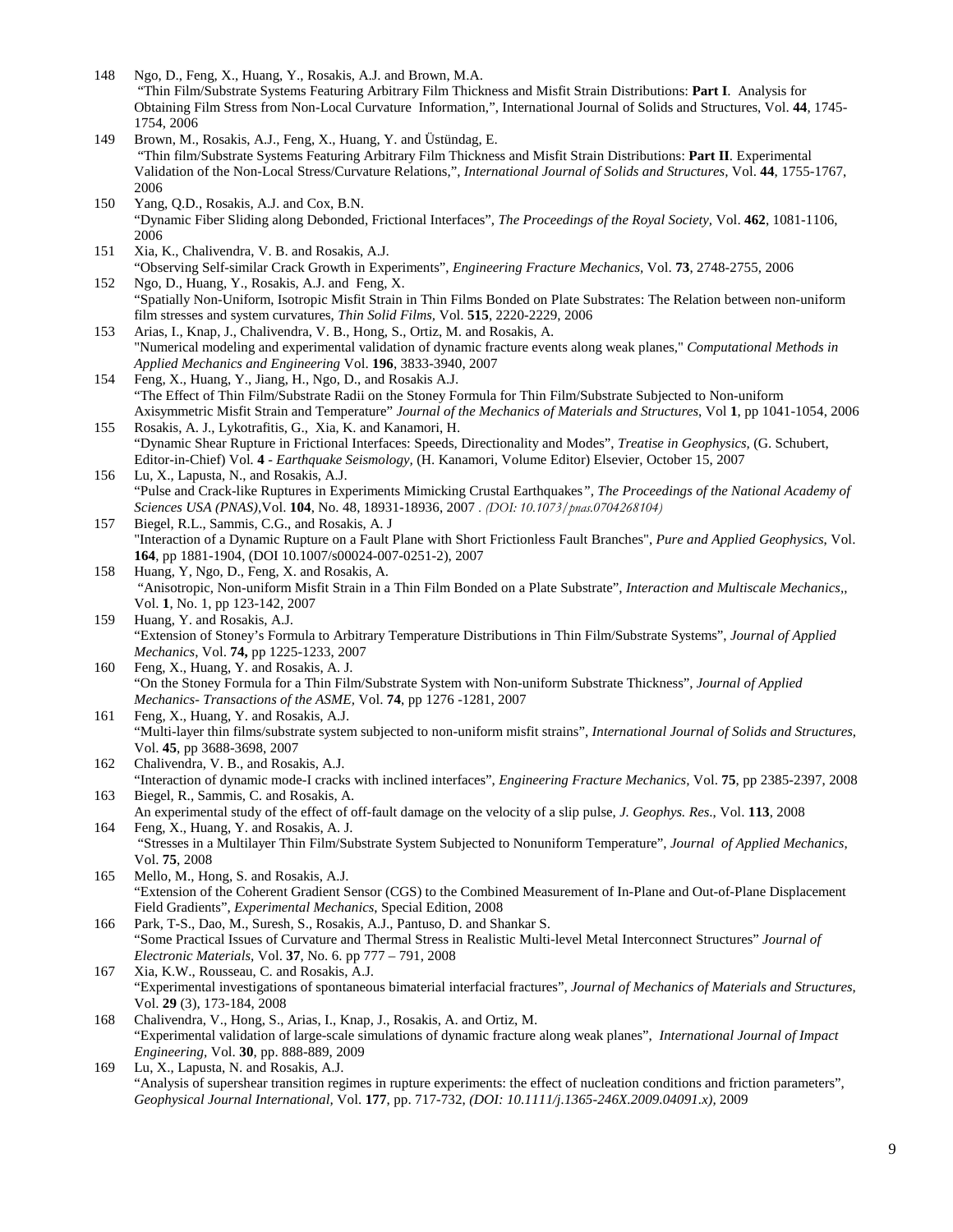148 Ngo, D., Feng, X., Huang, Y., Rosakis, A.J. and Brown, M.A.
"Thin Film/Substrate Systems Featuring Arbitrary Film Thickness and Misfit Strain Distributions: **Part I**. Analysis for Obtaining Film Stress from Non-Local Curvature Information,", International Journal of Solids and Structures, Vol. **44**, 1745-1754, 2006

149 Brown, M., Rosakis, A.J., Feng, X., Huang, Y. and Üstündag, E.
"Thin film/Substrate Systems Featuring Arbitrary Film Thickness and Misfit Strain Distributions: **Part II**. Experimental Validation of the Non-Local Stress/Curvature Relations,", *International Journal of Solids and Structures,* Vol. **44**, 1755-1767, 2006

150 Yang, Q.D., Rosakis, A.J. and Cox, B.N.
"Dynamic Fiber Sliding along Debonded, Frictional Interfaces", *The Proceedings of the Royal Society,* Vol. **462**, 1081-1106, 2006

151 Xia, K., Chalivendra, V. B. and Rosakis, A.J.
"Observing Self-similar Crack Growth in Experiments", *Engineering Fracture Mechanics,* Vol. **73**, 2748-2755, 2006

152 Ngo, D., Huang, Y., Rosakis, A.J. and Feng, X.
"Spatially Non-Uniform, Isotropic Misfit Strain in Thin Films Bonded on Plate Substrates: The Relation between non-uniform film stresses and system curvatures, *Thin Solid Films,* Vol. **515**, 2220-2229, 2006

153 Arias, I., Knap, J., Chalivendra, V. B., Hong, S., Ortiz, M. and Rosakis, A.
"Numerical modeling and experimental validation of dynamic fracture events along weak planes," *Computational Methods in Applied Mechanics and Engineering* Vol. **196**, 3833-3940, 2007

154 Feng, X., Huang, Y., Jiang, H., Ngo, D., and Rosakis A.J.
"The Effect of Thin Film/Substrate Radii on the Stoney Formula for Thin Film/Substrate Subjected to Non-uniform Axisymmetric Misfit Strain and Temperature" *Journal of the Mechanics of Materials and Structures*, Vol **1**, pp 1041-1054, 2006

155 Rosakis, A. J., Lykotrafitis, G., Xia, K. and Kanamori, H.
"Dynamic Shear Rupture in Frictional Interfaces: Speeds, Directionality and Modes", *Treatise in Geophysics,* (G. Schubert, Editor-in-Chief) Vol. **4** - *Earthquake Seismology,* (H. Kanamori, Volume Editor) Elsevier, October 15, 2007

156 Lu, X., Lapusta, N., and Rosakis, A.J.
"Pulse and Crack-like Ruptures in Experiments Mimicking Crustal Earthquakes*", The Proceedings of the National Academy of Sciences USA (PNAS),*Vol. **104**, No. 48, 18931-18936, 2007 . *(DOI: 10.1073/pnas.0704268104)*

157 Biegel, R.L., Sammis, C.G., and Rosakis, A. J
"Interaction of a Dynamic Rupture on a Fault Plane with Short Frictionless Fault Branches", *Pure and Applied Geophysics,* Vol. **164**, pp 1881-1904, (DOI 10.1007/s00024-007-0251-2), 2007

158 Huang, Y, Ngo, D., Feng, X. and Rosakis, A.
"Anisotropic, Non-uniform Misfit Strain in a Thin Film Bonded on a Plate Substrate", *Interaction and Multiscale Mechanics,,* Vol. **1**, No. 1, pp 123-142, 2007

159 Huang, Y. and Rosakis, A.J.
"Extension of Stoney's Formula to Arbitrary Temperature Distributions in Thin Film/Substrate Systems", *Journal of Applied Mechanics,* Vol. **74,** pp 1225-1233, 2007

160 Feng, X., Huang, Y. and Rosakis, A. J.
"On the Stoney Formula for a Thin Film/Substrate System with Non-uniform Substrate Thickness", *Journal of Applied Mechanics- Transactions of the ASME,* Vol. **74**, pp 1276 -1281, 2007

161 Feng, X., Huang, Y. and Rosakis, A.J.
"Multi-layer thin films/substrate system subjected to non-uniform misfit strains", *International Journal of Solids and Structures,* Vol. **45**, pp 3688-3698, 2007

162 Chalivendra, V. B., and Rosakis, A.J.
"Interaction of dynamic mode-I cracks with inclined interfaces", *Engineering Fracture Mechanics,* Vol. **75**, pp 2385-2397, 2008

163 Biegel, R., Sammis, C. and Rosakis, A.
An experimental study of the effect of off-fault damage on the velocity of a slip pulse, *J. Geophys. Res.*, Vol. **113**, 2008

164 Feng, X., Huang, Y. and Rosakis, A. J.
"Stresses in a Multilayer Thin Film/Substrate System Subjected to Nonuniform Temperature", *Journal of Applied Mechanics,* Vol. **75**, 2008

165 Mello, M., Hong, S. and Rosakis, A.J.
"Extension of the Coherent Gradient Sensor (CGS) to the Combined Measurement of In-Plane and Out-of-Plane Displacement Field Gradients", *Experimental Mechanics*, Special Edition, 2008

166 Park, T-S., Dao, M., Suresh, S., Rosakis, A.J., Pantuso, D. and Shankar S.
"Some Practical Issues of Curvature and Thermal Stress in Realistic Multi-level Metal Interconnect Structures" *Journal of Electronic Materials*, Vol. **37**, No. 6. pp 777 – 791, 2008

167 Xia, K.W., Rousseau, C. and Rosakis, A.J.
"Experimental investigations of spontaneous bimaterial interfacial fractures", *Journal of Mechanics of Materials and Structures*, Vol. **29** (3), 173-184, 2008

168 Chalivendra, V., Hong, S., Arias, I., Knap, J., Rosakis, A. and Ortiz, M.
"Experimental validation of large-scale simulations of dynamic fracture along weak planes", *International Journal of Impact Engineering*, Vol. **30**, pp. 888-889, 2009

169 Lu, X., Lapusta, N. and Rosakis, A.J.
"Analysis of supershear transition regimes in rupture experiments: the effect of nucleation conditions and friction parameters", *Geophysical Journal International*, Vol. **177**, pp. 717-732, *(DOI: 10.1111/j.1365-246X.2009.04091.x),* 2009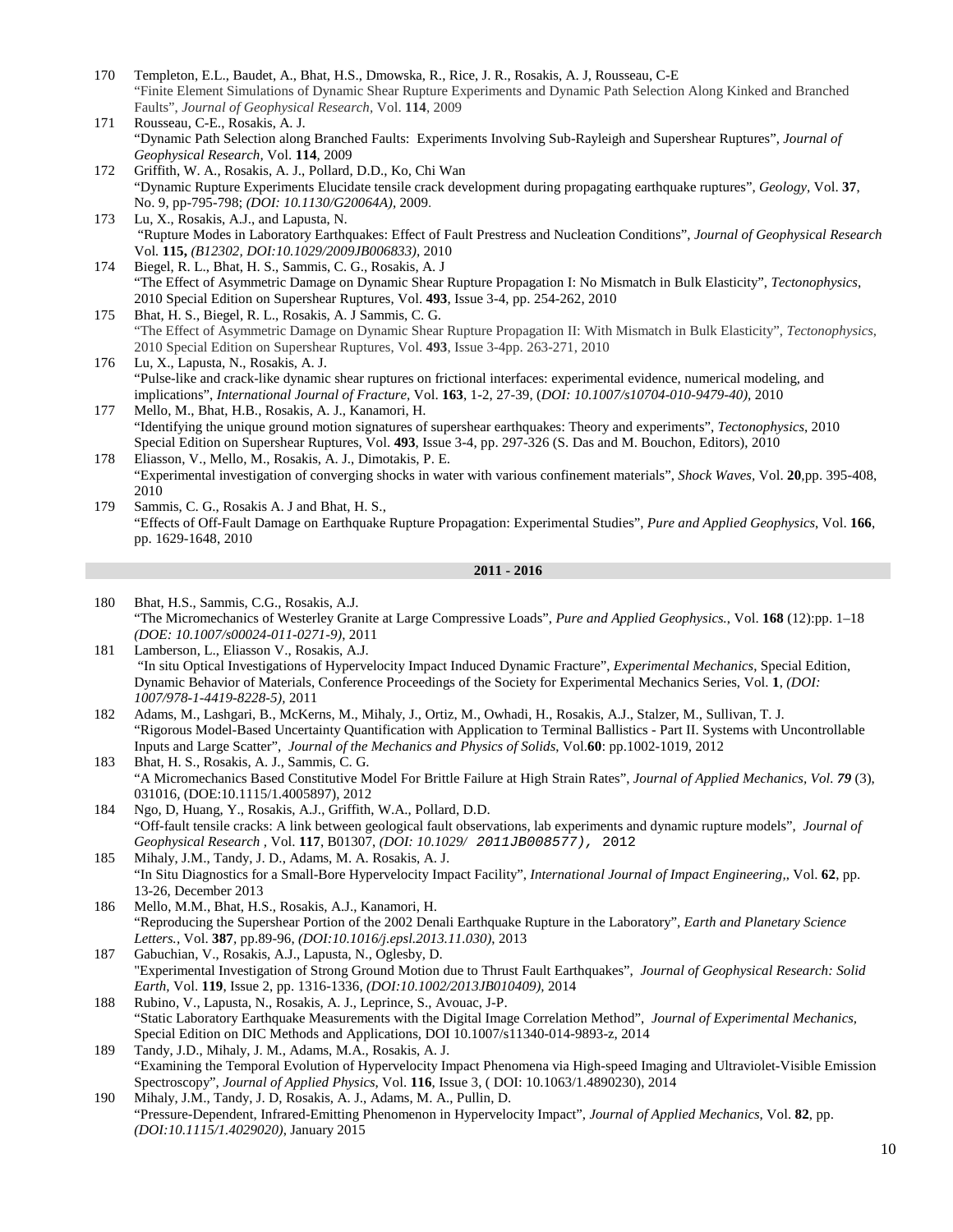170 Templeton, E.L., Baudet, A., Bhat, H.S., Dmowska, R., Rice, J. R., Rosakis, A. J, Rousseau, C-E
"Finite Element Simulations of Dynamic Shear Rupture Experiments and Dynamic Path Selection Along Kinked and Branched Faults", *Journal of Geophysical Research*, Vol. **114**, 2009

171 Rousseau, C-E., Rosakis, A. J.
"Dynamic Path Selection along Branched Faults: Experiments Involving Sub-Rayleigh and Supershear Ruptures", *Journal of Geophysical Research*, Vol. **114**, 2009

172 Griffith, W. A., Rosakis, A. J., Pollard, D.D., Ko, Chi Wan
"Dynamic Rupture Experiments Elucidate tensile crack development during propagating earthquake ruptures", *Geology*, Vol. **37**, No. 9, pp-795-798; *(DOI: 10.1130/G20064A)*, 2009.

173 Lu, X., Rosakis, A.J., and Lapusta, N.
"Rupture Modes in Laboratory Earthquakes: Effect of Fault Prestress and Nucleation Conditions", *Journal of Geophysical Research* Vol. **115,** *(B12302, DOI:10.1029/2009JB006833)*, 2010

174 Biegel, R. L., Bhat, H. S., Sammis, C. G., Rosakis, A. J
"The Effect of Asymmetric Damage on Dynamic Shear Rupture Propagation I: No Mismatch in Bulk Elasticity", *Tectonophysics*, 2010 Special Edition on Supershear Ruptures, Vol. **493**, Issue 3-4, pp. 254-262, 2010

175 Bhat, H. S., Biegel, R. L., Rosakis, A. J Sammis, C. G.
"The Effect of Asymmetric Damage on Dynamic Shear Rupture Propagation II: With Mismatch in Bulk Elasticity", *Tectonophysics*, 2010 Special Edition on Supershear Ruptures, Vol. **493**, Issue 3-4pp. 263-271, 2010

176 Lu, X., Lapusta, N., Rosakis, A. J.
"Pulse-like and crack-like dynamic shear ruptures on frictional interfaces: experimental evidence, numerical modeling, and implications", *International Journal of Fracture*, Vol. **163**, 1-2, 27-39, (*DOI: 10.1007/s10704-010-9479-40)*, 2010

177 Mello, M., Bhat, H.B., Rosakis, A. J., Kanamori, H.
"Identifying the unique ground motion signatures of supershear earthquakes: Theory and experiments", *Tectonophysics*, 2010 Special Edition on Supershear Ruptures, Vol. **493**, Issue 3-4, pp. 297-326 (S. Das and M. Bouchon, Editors), 2010

178 Eliasson, V., Mello, M., Rosakis, A. J., Dimotakis, P. E.
"Experimental investigation of converging shocks in water with various confinement materials", *Shock Waves*, Vol. **20**,pp. 395-408, 2010

179 Sammis, C. G., Rosakis A. J and Bhat, H. S.,
"Effects of Off-Fault Damage on Earthquake Rupture Propagation: Experimental Studies", *Pure and Applied Geophysics*, Vol. **166**, pp. 1629-1648, 2010

## 2011 - 2016

180 Bhat, H.S., Sammis, C.G., Rosakis, A.J.
"The Micromechanics of Westerley Granite at Large Compressive Loads", *Pure and Applied Geophysics.*, Vol. **168** (12):pp. 1–18 *(DOE: 10.1007/s00024-011-0271-9)*, 2011

181 Lamberson, L., Eliasson V., Rosakis, A.J.
"In situ Optical Investigations of Hypervelocity Impact Induced Dynamic Fracture", *Experimental Mechanics*, Special Edition, Dynamic Behavior of Materials, Conference Proceedings of the Society for Experimental Mechanics Series, Vol. **1**, *(DOI: 1007/978-1-4419-8228-5)*, 2011

182 Adams, M., Lashgari, B., McKerns, M., Mihaly, J., Ortiz, M., Owhadi, H., Rosakis, A.J., Stalzer, M., Sullivan, T. J.
"Rigorous Model-Based Uncertainty Quantification with Application to Terminal Ballistics - Part II. Systems with Uncontrollable Inputs and Large Scatter", *Journal of the Mechanics and Physics of Solids*, Vol.**60**: pp.1002-1019, 2012

183 Bhat, H. S., Rosakis, A. J., Sammis, C. G.
"A Micromechanics Based Constitutive Model For Brittle Failure at High Strain Rates", *Journal of Applied Mechanics, Vol.* **79** (3), 031016, (DOE:10.1115/1.4005897), 2012

184 Ngo, D, Huang, Y., Rosakis, A.J., Griffith, W.A., Pollard, D.D.
"Off-fault tensile cracks: A link between geological fault observations, lab experiments and dynamic rupture models", *Journal of Geophysical Research* , Vol. **117**, B01307, *(DOI: 10.1029/ 2011JB008577)*, 2012

185 Mihaly, J.M., Tandy, J. D., Adams, M. A. Rosakis, A. J.
"In Situ Diagnostics for a Small-Bore Hypervelocity Impact Facility", *International Journal of Impact Engineering,*, Vol. **62**, pp. 13-26, December 2013

186 Mello, M.M., Bhat, H.S., Rosakis, A.J., Kanamori, H.
"Reproducing the Supershear Portion of the 2002 Denali Earthquake Rupture in the Laboratory", *Earth and Planetary Science Letters.*, Vol. **387**, pp.89-96, *(DOI:10.1016/j.epsl.2013.11.030)*, 2013

187 Gabuchian, V., Rosakis, A.J., Lapusta, N., Oglesby, D.
"Experimental Investigation of Strong Ground Motion due to Thrust Fault Earthquakes", *Journal of Geophysical Research: Solid Earth*, Vol. **119**, Issue 2, pp. 1316-1336, *(DOI:10.1002/2013JB010409)*, 2014

188 Rubino, V., Lapusta, N., Rosakis, A. J., Leprince, S., Avouac, J-P.
"Static Laboratory Earthquake Measurements with the Digital Image Correlation Method", *Journal of Experimental Mechanics*, Special Edition on DIC Methods and Applications, DOI 10.1007/s11340-014-9893-z, 2014

189 Tandy, J.D., Mihaly, J. M., Adams, M.A., Rosakis, A. J.
"Examining the Temporal Evolution of Hypervelocity Impact Phenomena via High-speed Imaging and Ultraviolet-Visible Emission Spectroscopy", *Journal of Applied Physics*, Vol. **116**, Issue 3, ( DOI: 10.1063/1.4890230), 2014

190 Mihaly, J.M., Tandy, J. D, Rosakis, A. J., Adams, M. A., Pullin, D.
"Pressure-Dependent, Infrared-Emitting Phenomenon in Hypervelocity Impact", *Journal of Applied Mechanics*, Vol. **82**, pp. *(DOI:10.1115/1.4029020)*, January 2015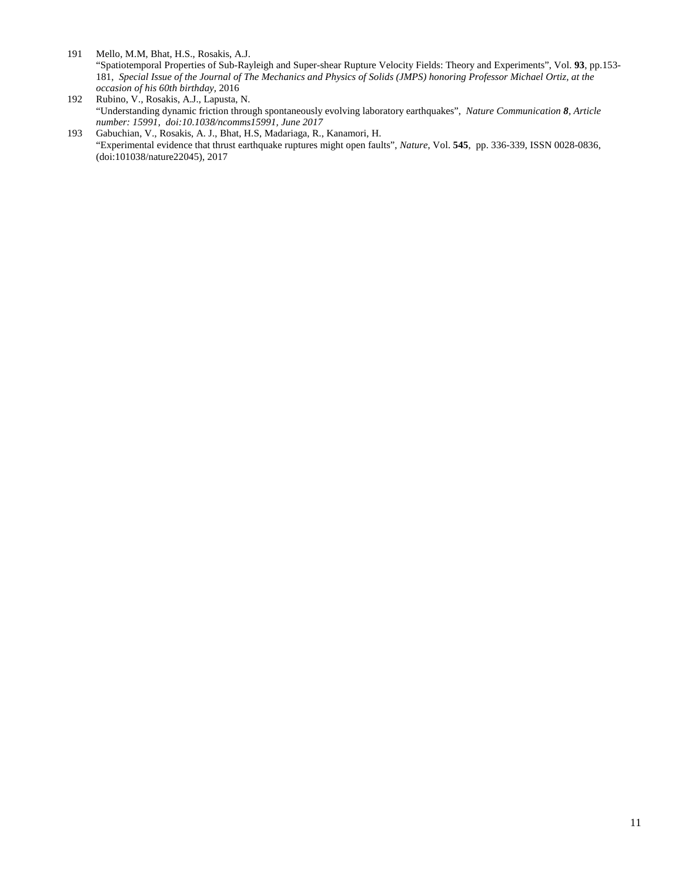191 Mello, M.M, Bhat, H.S., Rosakis, A.J.
"Spatiotemporal Properties of Sub-Rayleigh and Super-shear Rupture Velocity Fields: Theory and Experiments", Vol. **93**, pp.153-181, *Special Issue of the Journal of The Mechanics and Physics of Solids (JMPS) honoring Professor Michael Ortiz, at the occasion of his 60th birthday,* 2016

192 Rubino, V., Rosakis, A.J., Lapusta, N.
"Understanding dynamic friction through spontaneously evolving laboratory earthquakes", *Nature Communication* ***8****, Article number: 15991, doi:10.1038/ncomms15991, June 2017*

193 Gabuchian, V., Rosakis, A. J., Bhat, H.S, Madariaga, R., Kanamori, H.
"Experimental evidence that thrust earthquake ruptures might open faults", *Nature*, Vol. **545**, pp. 336-339, ISSN 0028-0836, (doi:101038/nature22045), 2017